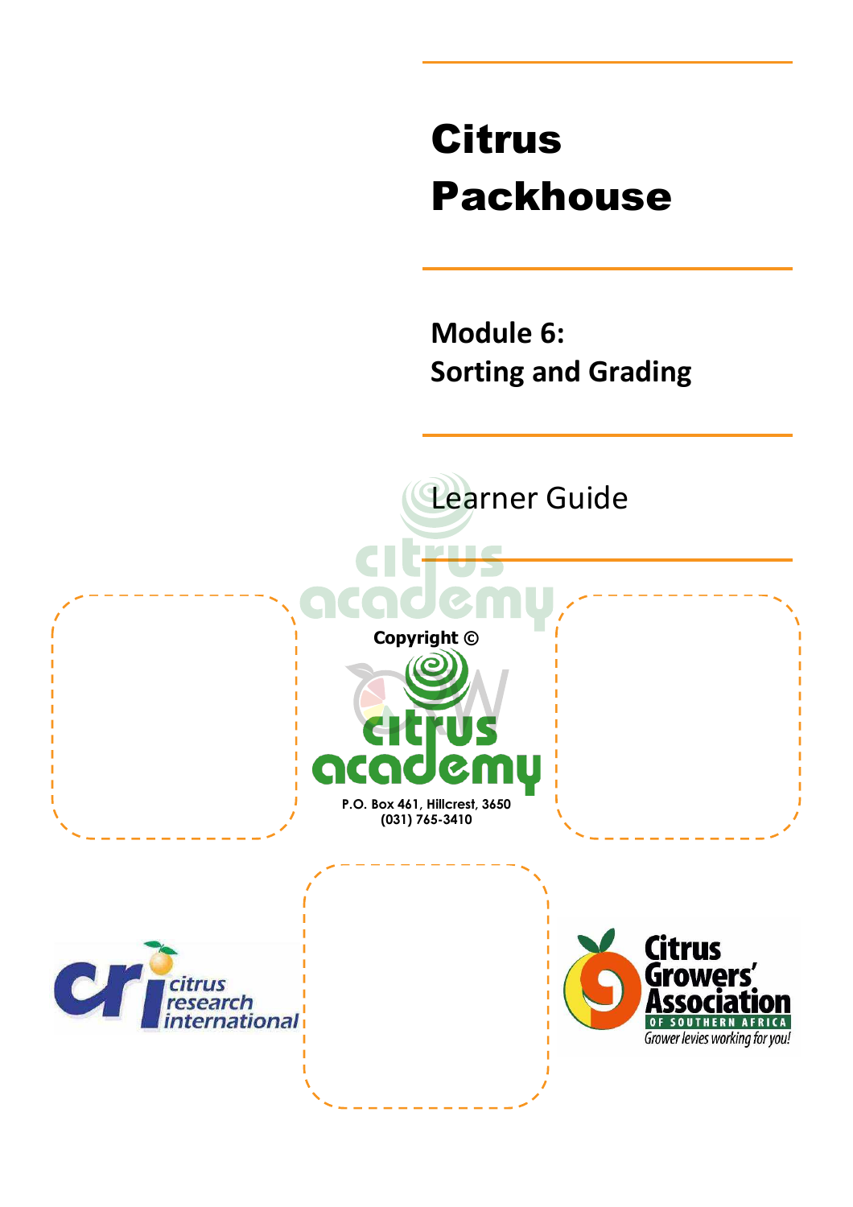# Citrus Packhouse

## Module 6: Sorting and Grading

Learner Guide

**Copyright ©**

citrus academy

**P.O. Box 461, Hillcrest, 3650**
**(031) 765-3410**

citrus research international

Citrus Growers' Association OF SOUTHERN AFRICA

Grower levies working for you!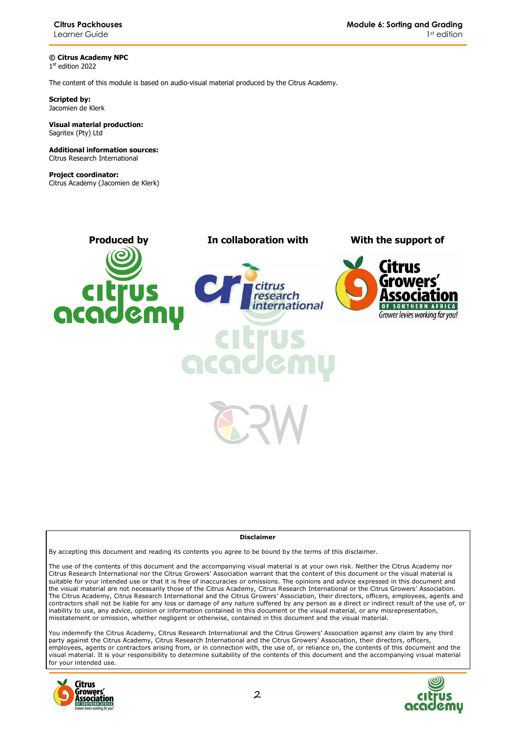**© Citrus Academy NPC**
1st edition 2022

The content of this module is based on audio-visual material produced by the Citrus Academy.

**Scripted by:**
Jacomien de Klerk

**Visual material production:**
Sagritex (Pty) Ltd

**Additional information sources:**
Citrus Research International

**Project coordinator:**
Citrus Academy (Jacomien de Klerk)

**Produced by** | **In collaboration with** | **With the support of**

**Disclaimer**

By accepting this document and reading its contents you agree to be bound by the terms of this disclaimer.

The use of the contents of this document and the accompanying visual material is at your own risk. Neither the Citrus Academy nor Citrus Research International nor the Citrus Growers' Association warrant that the content of this document or the visual material is suitable for your intended use or that it is free of inaccuracies or omissions. The opinions and advice expressed in this document and the visual material are not necessarily those of the Citrus Academy, Citrus Research International or the Citrus Growers' Association. The Citrus Academy, Citrus Research International and the Citrus Growers' Association, their directors, officers, employees, agents and contractors shall not be liable for any loss or damage of any nature suffered by any person as a direct or indirect result of the use of, or inability to use, any advice, opinion or information contained in this document or the visual material, or any misrepresentation, misstatement or omission, whether negligent or otherwise, contained in this document and the visual material.

You indemnify the Citrus Academy, Citrus Research International and the Citrus Growers' Association against any claim by any third party against the Citrus Academy, Citrus Research International and the Citrus Growers' Association, their directors, officers, employees, agents or contractors arising from, or in connection with, the use of, or reliance on, the contents of this document and the visual material. It is your responsibility to determine suitability of the contents of this document and the accompanying visual material for your intended use.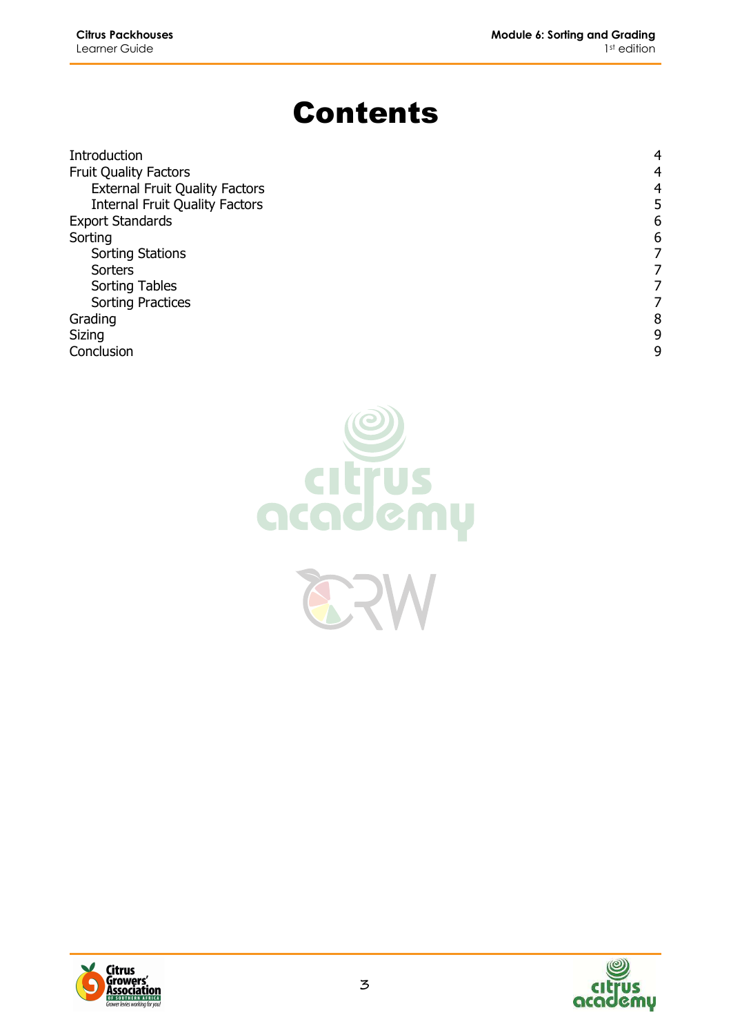# Contents

| | |
|---|---|
| Introduction | 4 |
| Fruit Quality Factors | 4 |
| External Fruit Quality Factors | 4 |
| Internal Fruit Quality Factors | 5 |
| Export Standards | 6 |
| Sorting | 6 |
| Sorting Stations | 7 |
| Sorters | 7 |
| Sorting Tables | 7 |
| Sorting Practices | 7 |
| Grading | 8 |
| Sizing | 9 |
| Conclusion | 9 |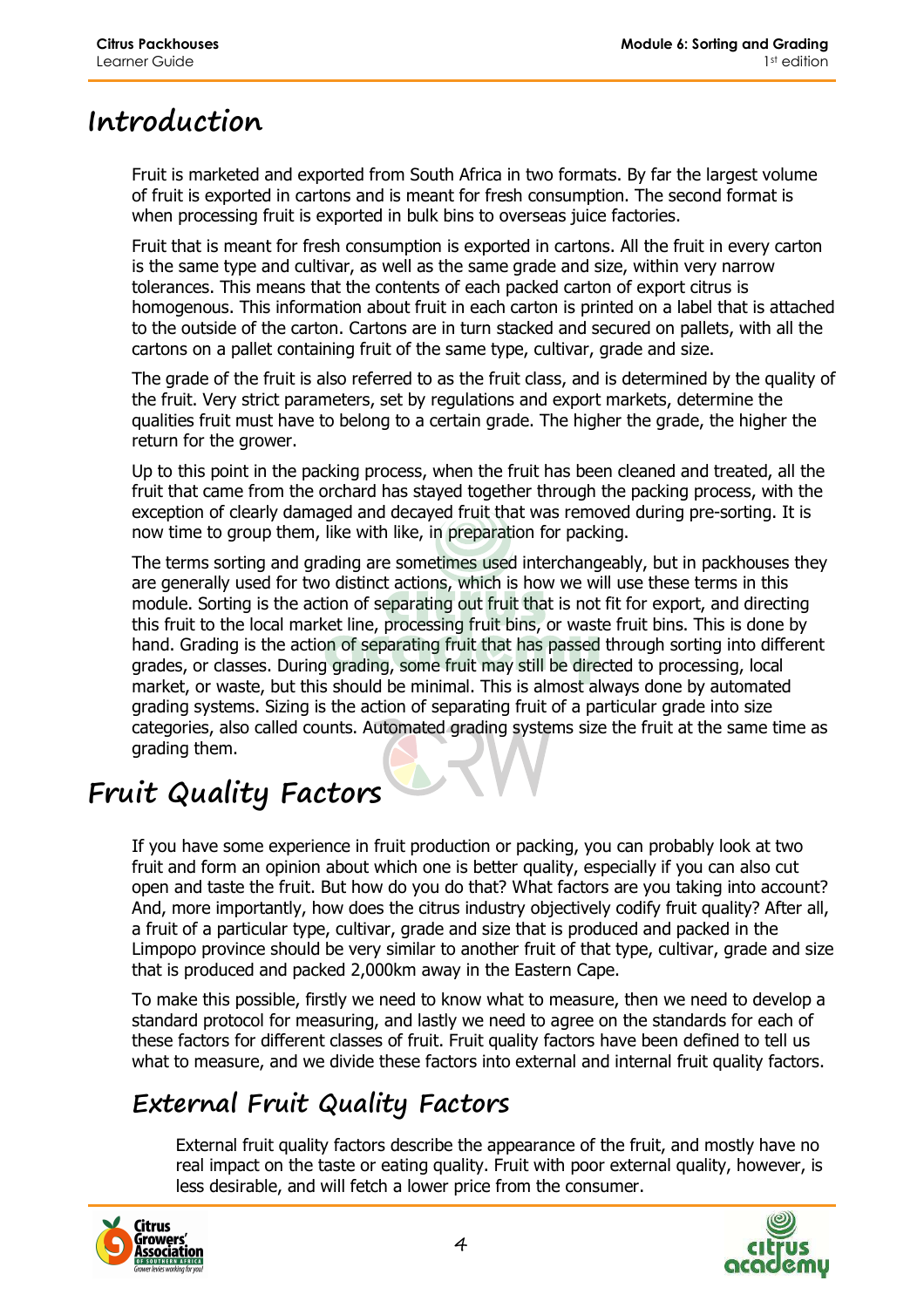# Introduction

Fruit is marketed and exported from South Africa in two formats. By far the largest volume of fruit is exported in cartons and is meant for fresh consumption. The second format is when processing fruit is exported in bulk bins to overseas juice factories.

Fruit that is meant for fresh consumption is exported in cartons. All the fruit in every carton is the same type and cultivar, as well as the same grade and size, within very narrow tolerances. This means that the contents of each packed carton of export citrus is homogenous. This information about fruit in each carton is printed on a label that is attached to the outside of the carton. Cartons are in turn stacked and secured on pallets, with all the cartons on a pallet containing fruit of the same type, cultivar, grade and size.

The grade of the fruit is also referred to as the fruit class, and is determined by the quality of the fruit. Very strict parameters, set by regulations and export markets, determine the qualities fruit must have to belong to a certain grade. The higher the grade, the higher the return for the grower.

Up to this point in the packing process, when the fruit has been cleaned and treated, all the fruit that came from the orchard has stayed together through the packing process, with the exception of clearly damaged and decayed fruit that was removed during pre-sorting. It is now time to group them, like with like, in preparation for packing.

The terms sorting and grading are sometimes used interchangeably, but in packhouses they are generally used for two distinct actions, which is how we will use these terms in this module. Sorting is the action of separating out fruit that is not fit for export, and directing this fruit to the local market line, processing fruit bins, or waste fruit bins. This is done by hand. Grading is the action of separating fruit that has passed through sorting into different grades, or classes. During grading, some fruit may still be directed to processing, local market, or waste, but this should be minimal. This is almost always done by automated grading systems. Sizing is the action of separating fruit of a particular grade into size categories, also called counts. Automated grading systems size the fruit at the same time as grading them.

# Fruit Quality Factors

If you have some experience in fruit production or packing, you can probably look at two fruit and form an opinion about which one is better quality, especially if you can also cut open and taste the fruit. But how do you do that? What factors are you taking into account? And, more importantly, how does the citrus industry objectively codify fruit quality? After all, a fruit of a particular type, cultivar, grade and size that is produced and packed in the Limpopo province should be very similar to another fruit of that type, cultivar, grade and size that is produced and packed 2,000km away in the Eastern Cape.

To make this possible, firstly we need to know what to measure, then we need to develop a standard protocol for measuring, and lastly we need to agree on the standards for each of these factors for different classes of fruit. Fruit quality factors have been defined to tell us what to measure, and we divide these factors into external and internal fruit quality factors.

## External Fruit Quality Factors

External fruit quality factors describe the appearance of the fruit, and mostly have no real impact on the taste or eating quality. Fruit with poor external quality, however, is less desirable, and will fetch a lower price from the consumer.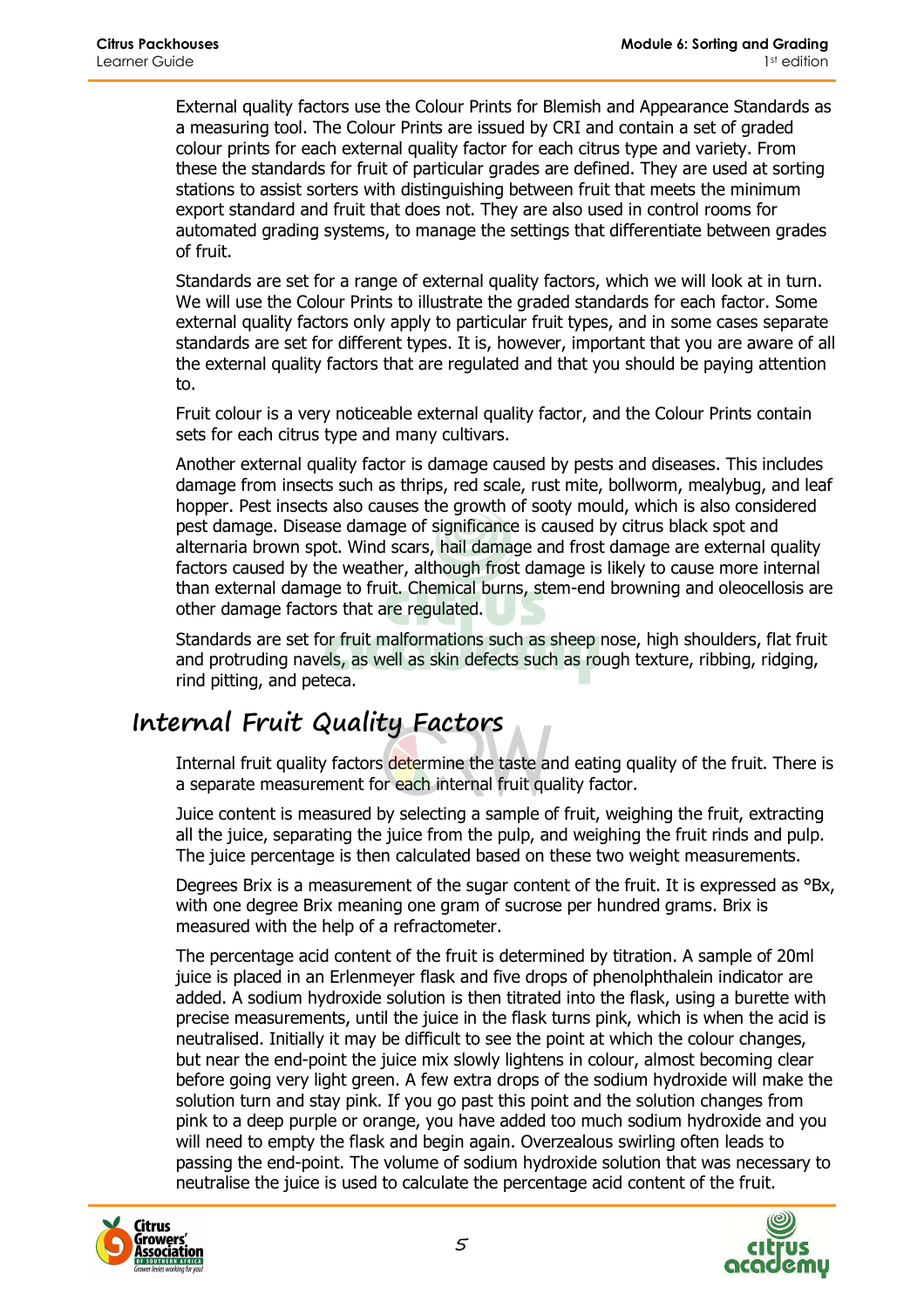External quality factors use the Colour Prints for Blemish and Appearance Standards as a measuring tool. The Colour Prints are issued by CRI and contain a set of graded colour prints for each external quality factor for each citrus type and variety. From these the standards for fruit of particular grades are defined. They are used at sorting stations to assist sorters with distinguishing between fruit that meets the minimum export standard and fruit that does not. They are also used in control rooms for automated grading systems, to manage the settings that differentiate between grades of fruit.

Standards are set for a range of external quality factors, which we will look at in turn. We will use the Colour Prints to illustrate the graded standards for each factor. Some external quality factors only apply to particular fruit types, and in some cases separate standards are set for different types. It is, however, important that you are aware of all the external quality factors that are regulated and that you should be paying attention to.

Fruit colour is a very noticeable external quality factor, and the Colour Prints contain sets for each citrus type and many cultivars.

Another external quality factor is damage caused by pests and diseases. This includes damage from insects such as thrips, red scale, rust mite, bollworm, mealybug, and leaf hopper. Pest insects also causes the growth of sooty mould, which is also considered pest damage. Disease damage of significance is caused by citrus black spot and alternaria brown spot. Wind scars, hail damage and frost damage are external quality factors caused by the weather, although frost damage is likely to cause more internal than external damage to fruit. Chemical burns, stem-end browning and oleocellosis are other damage factors that are regulated.

Standards are set for fruit malformations such as sheep nose, high shoulders, flat fruit and protruding navels, as well as skin defects such as rough texture, ribbing, ridging, rind pitting, and peteca.

## Internal Fruit Quality Factors

Internal fruit quality factors determine the taste and eating quality of the fruit. There is a separate measurement for each internal fruit quality factor.

Juice content is measured by selecting a sample of fruit, weighing the fruit, extracting all the juice, separating the juice from the pulp, and weighing the fruit rinds and pulp. The juice percentage is then calculated based on these two weight measurements.

Degrees Brix is a measurement of the sugar content of the fruit. It is expressed as °Bx, with one degree Brix meaning one gram of sucrose per hundred grams. Brix is measured with the help of a refractometer.

The percentage acid content of the fruit is determined by titration. A sample of 20ml juice is placed in an Erlenmeyer flask and five drops of phenolphthalein indicator are added. A sodium hydroxide solution is then titrated into the flask, using a burette with precise measurements, until the juice in the flask turns pink, which is when the acid is neutralised. Initially it may be difficult to see the point at which the colour changes, but near the end-point the juice mix slowly lightens in colour, almost becoming clear before going very light green. A few extra drops of the sodium hydroxide will make the solution turn and stay pink. If you go past this point and the solution changes from pink to a deep purple or orange, you have added too much sodium hydroxide and you will need to empty the flask and begin again. Overzealous swirling often leads to passing the end-point. The volume of sodium hydroxide solution that was necessary to neutralise the juice is used to calculate the percentage acid content of the fruit.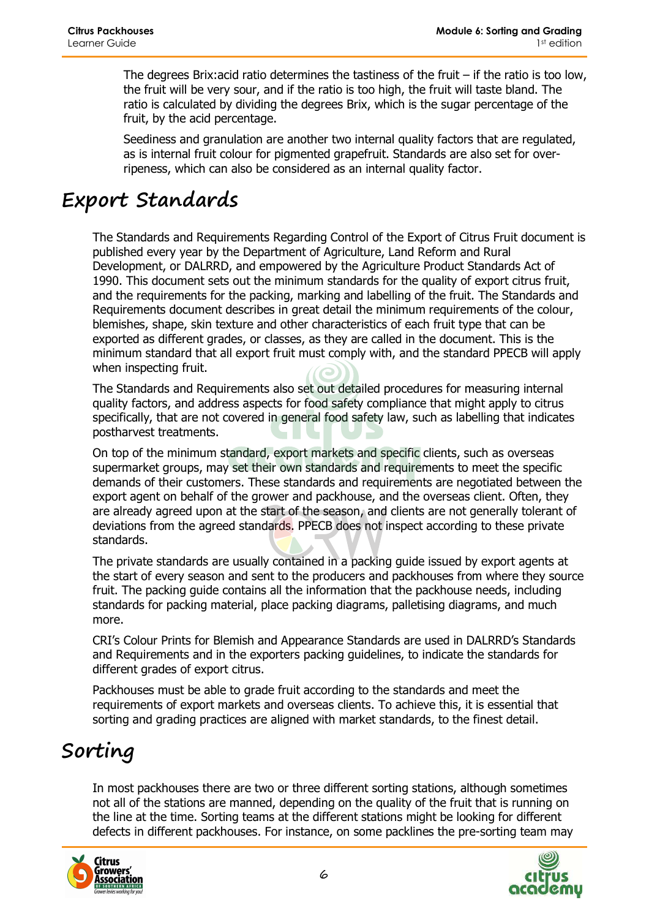The degrees Brix:acid ratio determines the tastiness of the fruit – if the ratio is too low, the fruit will be very sour, and if the ratio is too high, the fruit will taste bland. The ratio is calculated by dividing the degrees Brix, which is the sugar percentage of the fruit, by the acid percentage.

Seediness and granulation are another two internal quality factors that are regulated, as is internal fruit colour for pigmented grapefruit. Standards are also set for over-ripeness, which can also be considered as an internal quality factor.

# Export Standards

The Standards and Requirements Regarding Control of the Export of Citrus Fruit document is published every year by the Department of Agriculture, Land Reform and Rural Development, or DALRRD, and empowered by the Agriculture Product Standards Act of 1990. This document sets out the minimum standards for the quality of export citrus fruit, and the requirements for the packing, marking and labelling of the fruit. The Standards and Requirements document describes in great detail the minimum requirements of the colour, blemishes, shape, skin texture and other characteristics of each fruit type that can be exported as different grades, or classes, as they are called in the document. This is the minimum standard that all export fruit must comply with, and the standard PPECB will apply when inspecting fruit.

The Standards and Requirements also set out detailed procedures for measuring internal quality factors, and address aspects for food safety compliance that might apply to citrus specifically, that are not covered in general food safety law, such as labelling that indicates postharvest treatments.

On top of the minimum standard, export markets and specific clients, such as overseas supermarket groups, may set their own standards and requirements to meet the specific demands of their customers. These standards and requirements are negotiated between the export agent on behalf of the grower and packhouse, and the overseas client. Often, they are already agreed upon at the start of the season, and clients are not generally tolerant of deviations from the agreed standards. PPECB does not inspect according to these private standards.

The private standards are usually contained in a packing guide issued by export agents at the start of every season and sent to the producers and packhouses from where they source fruit. The packing guide contains all the information that the packhouse needs, including standards for packing material, place packing diagrams, palletising diagrams, and much more.

CRI's Colour Prints for Blemish and Appearance Standards are used in DALRRD's Standards and Requirements and in the exporters packing guidelines, to indicate the standards for different grades of export citrus.

Packhouses must be able to grade fruit according to the standards and meet the requirements of export markets and overseas clients. To achieve this, it is essential that sorting and grading practices are aligned with market standards, to the finest detail.

# Sorting

In most packhouses there are two or three different sorting stations, although sometimes not all of the stations are manned, depending on the quality of the fruit that is running on the line at the time. Sorting teams at the different stations might be looking for different defects in different packhouses. For instance, on some packlines the pre-sorting team may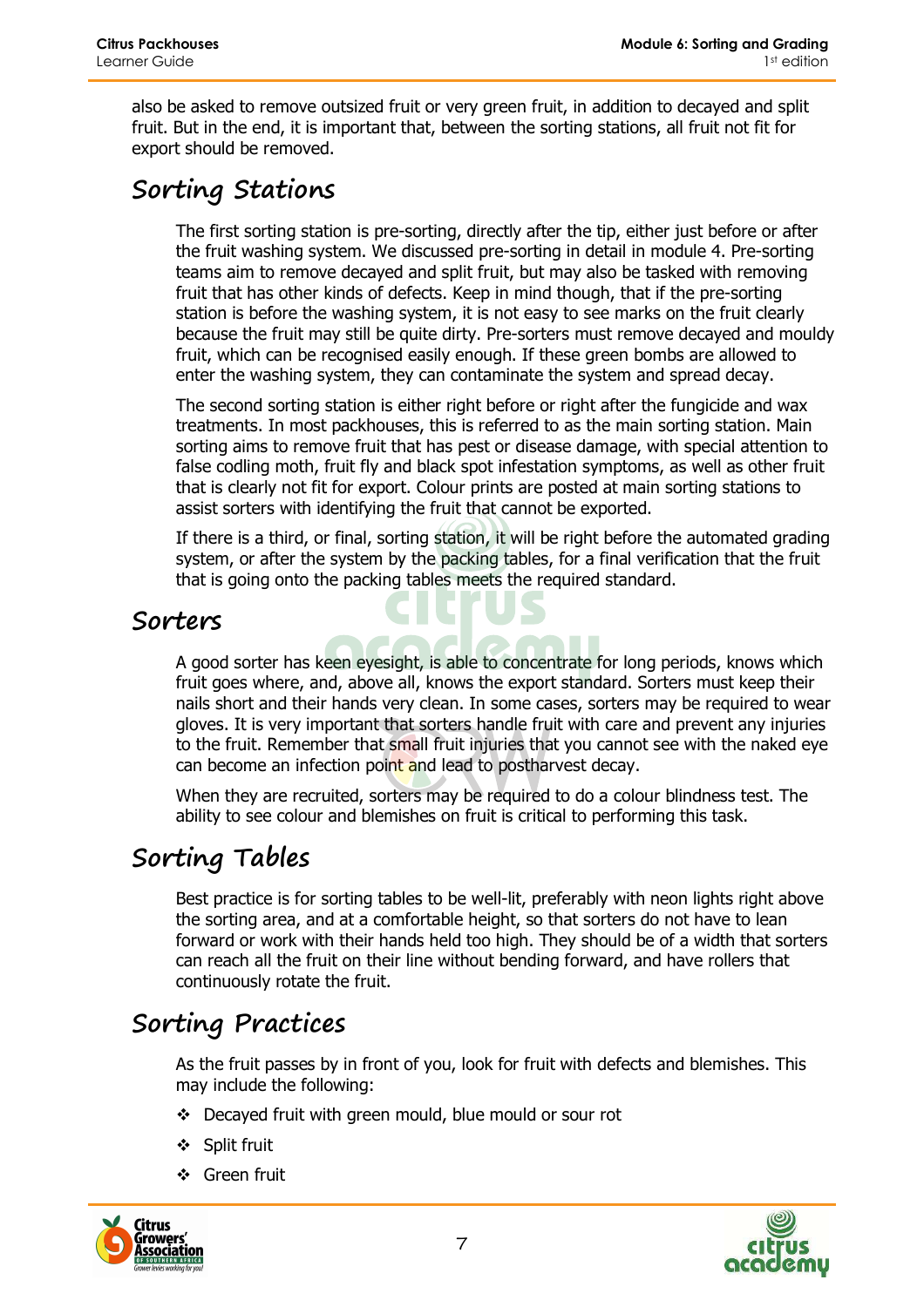also be asked to remove outsized fruit or very green fruit, in addition to decayed and split fruit. But in the end, it is important that, between the sorting stations, all fruit not fit for export should be removed.

## Sorting Stations

The first sorting station is pre-sorting, directly after the tip, either just before or after the fruit washing system. We discussed pre-sorting in detail in module 4. Pre-sorting teams aim to remove decayed and split fruit, but may also be tasked with removing fruit that has other kinds of defects. Keep in mind though, that if the pre-sorting station is before the washing system, it is not easy to see marks on the fruit clearly because the fruit may still be quite dirty. Pre-sorters must remove decayed and mouldy fruit, which can be recognised easily enough. If these green bombs are allowed to enter the washing system, they can contaminate the system and spread decay.

The second sorting station is either right before or right after the fungicide and wax treatments. In most packhouses, this is referred to as the main sorting station. Main sorting aims to remove fruit that has pest or disease damage, with special attention to false codling moth, fruit fly and black spot infestation symptoms, as well as other fruit that is clearly not fit for export. Colour prints are posted at main sorting stations to assist sorters with identifying the fruit that cannot be exported.

If there is a third, or final, sorting station, it will be right before the automated grading system, or after the system by the packing tables, for a final verification that the fruit that is going onto the packing tables meets the required standard.

## Sorters

A good sorter has keen eyesight, is able to concentrate for long periods, knows which fruit goes where, and, above all, knows the export standard. Sorters must keep their nails short and their hands very clean. In some cases, sorters may be required to wear gloves. It is very important that sorters handle fruit with care and prevent any injuries to the fruit. Remember that small fruit injuries that you cannot see with the naked eye can become an infection point and lead to postharvest decay.

When they are recruited, sorters may be required to do a colour blindness test. The ability to see colour and blemishes on fruit is critical to performing this task.

## Sorting Tables

Best practice is for sorting tables to be well-lit, preferably with neon lights right above the sorting area, and at a comfortable height, so that sorters do not have to lean forward or work with their hands held too high. They should be of a width that sorters can reach all the fruit on their line without bending forward, and have rollers that continuously rotate the fruit.

## Sorting Practices

As the fruit passes by in front of you, look for fruit with defects and blemishes. This may include the following:

- Decayed fruit with green mould, blue mould or sour rot
- Split fruit
- Green fruit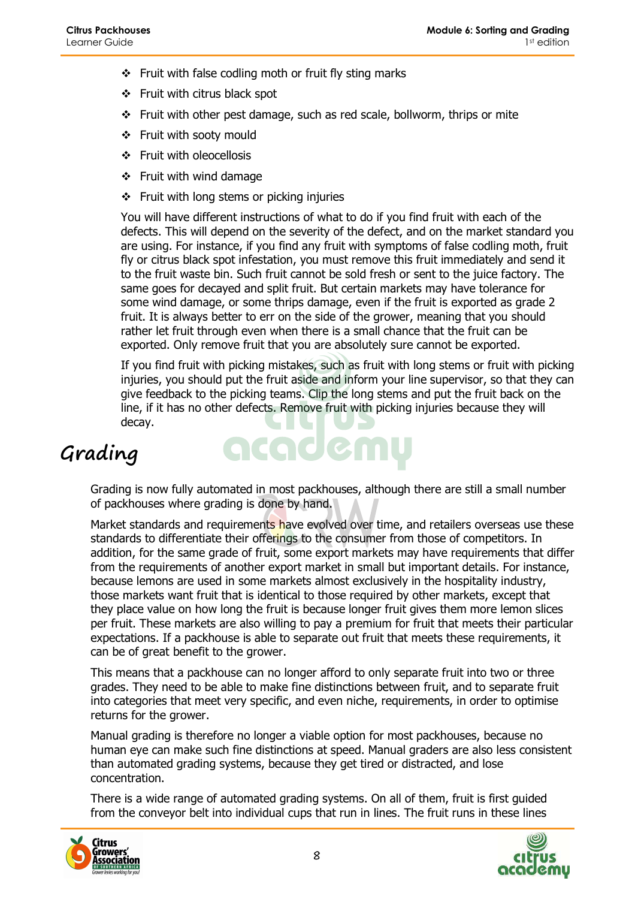- Fruit with false codling moth or fruit fly sting marks
- Fruit with citrus black spot
- Fruit with other pest damage, such as red scale, bollworm, thrips or mite
- Fruit with sooty mould
- Fruit with oleocellosis
- Fruit with wind damage
- Fruit with long stems or picking injuries

You will have different instructions of what to do if you find fruit with each of the defects. This will depend on the severity of the defect, and on the market standard you are using. For instance, if you find any fruit with symptoms of false codling moth, fruit fly or citrus black spot infestation, you must remove this fruit immediately and send it to the fruit waste bin. Such fruit cannot be sold fresh or sent to the juice factory. The same goes for decayed and split fruit. But certain markets may have tolerance for some wind damage, or some thrips damage, even if the fruit is exported as grade 2 fruit. It is always better to err on the side of the grower, meaning that you should rather let fruit through even when there is a small chance that the fruit can be exported. Only remove fruit that you are absolutely sure cannot be exported.

If you find fruit with picking mistakes, such as fruit with long stems or fruit with picking injuries, you should put the fruit aside and inform your line supervisor, so that they can give feedback to the picking teams. Clip the long stems and put the fruit back on the line, if it has no other defects. Remove fruit with picking injuries because they will decay.

# Grading

Grading is now fully automated in most packhouses, although there are still a small number of packhouses where grading is done by hand.

Market standards and requirements have evolved over time, and retailers overseas use these standards to differentiate their offerings to the consumer from those of competitors. In addition, for the same grade of fruit, some export markets may have requirements that differ from the requirements of another export market in small but important details. For instance, because lemons are used in some markets almost exclusively in the hospitality industry, those markets want fruit that is identical to those required by other markets, except that they place value on how long the fruit is because longer fruit gives them more lemon slices per fruit. These markets are also willing to pay a premium for fruit that meets their particular expectations. If a packhouse is able to separate out fruit that meets these requirements, it can be of great benefit to the grower.

This means that a packhouse can no longer afford to only separate fruit into two or three grades. They need to be able to make fine distinctions between fruit, and to separate fruit into categories that meet very specific, and even niche, requirements, in order to optimise returns for the grower.

Manual grading is therefore no longer a viable option for most packhouses, because no human eye can make such fine distinctions at speed. Manual graders are also less consistent than automated grading systems, because they get tired or distracted, and lose concentration.

There is a wide range of automated grading systems. On all of them, fruit is first guided from the conveyor belt into individual cups that run in lines. The fruit runs in these lines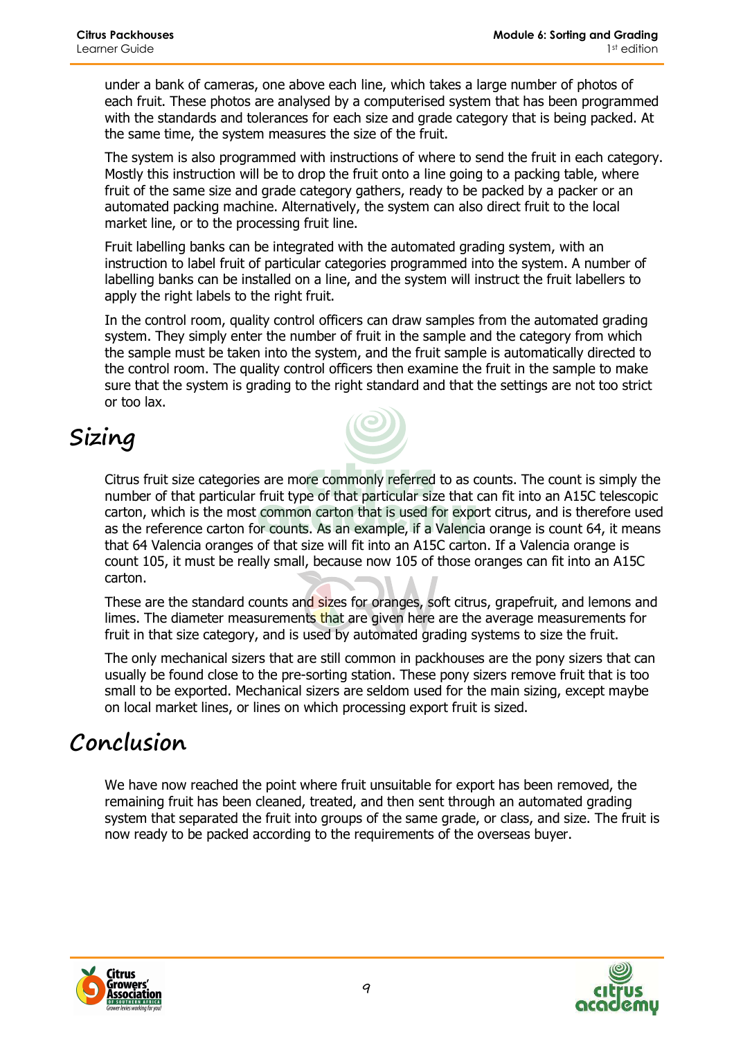under a bank of cameras, one above each line, which takes a large number of photos of each fruit. These photos are analysed by a computerised system that has been programmed with the standards and tolerances for each size and grade category that is being packed. At the same time, the system measures the size of the fruit.

The system is also programmed with instructions of where to send the fruit in each category. Mostly this instruction will be to drop the fruit onto a line going to a packing table, where fruit of the same size and grade category gathers, ready to be packed by a packer or an automated packing machine. Alternatively, the system can also direct fruit to the local market line, or to the processing fruit line.

Fruit labelling banks can be integrated with the automated grading system, with an instruction to label fruit of particular categories programmed into the system. A number of labelling banks can be installed on a line, and the system will instruct the fruit labellers to apply the right labels to the right fruit.

In the control room, quality control officers can draw samples from the automated grading system. They simply enter the number of fruit in the sample and the category from which the sample must be taken into the system, and the fruit sample is automatically directed to the control room. The quality control officers then examine the fruit in the sample to make sure that the system is grading to the right standard and that the settings are not too strict or too lax.

# Sizing

Citrus fruit size categories are more commonly referred to as counts. The count is simply the number of that particular fruit type of that particular size that can fit into an A15C telescopic carton, which is the most common carton that is used for export citrus, and is therefore used as the reference carton for counts. As an example, if a Valencia orange is count 64, it means that 64 Valencia oranges of that size will fit into an A15C carton. If a Valencia orange is count 105, it must be really small, because now 105 of those oranges can fit into an A15C carton.

These are the standard counts and sizes for oranges, soft citrus, grapefruit, and lemons and limes. The diameter measurements that are given here are the average measurements for fruit in that size category, and is used by automated grading systems to size the fruit.

The only mechanical sizers that are still common in packhouses are the pony sizers that can usually be found close to the pre-sorting station. These pony sizers remove fruit that is too small to be exported. Mechanical sizers are seldom used for the main sizing, except maybe on local market lines, or lines on which processing export fruit is sized.

# Conclusion

We have now reached the point where fruit unsuitable for export has been removed, the remaining fruit has been cleaned, treated, and then sent through an automated grading system that separated the fruit into groups of the same grade, or class, and size. The fruit is now ready to be packed according to the requirements of the overseas buyer.